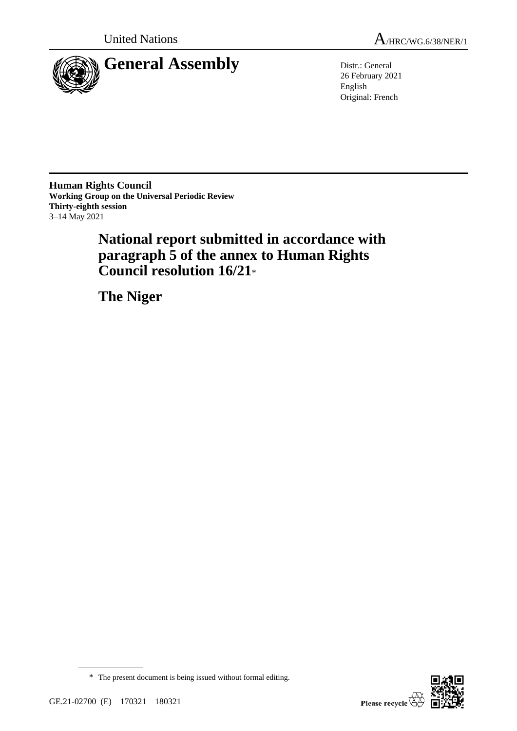United Nations

A/HRC/WG.6/38/NER/1

# General Assembly

Distr.: General
26 February 2021
English
Original: French

**Human Rights Council**
**Working Group on the Universal Periodic Review**
**Thirty-eighth session**
3–14 May 2021

# National report submitted in accordance with paragraph 5 of the annex to Human Rights Council resolution 16/21*

# The Niger

\* The present document is being issued without formal editing.

GE.21-02700 (E) 170321 180321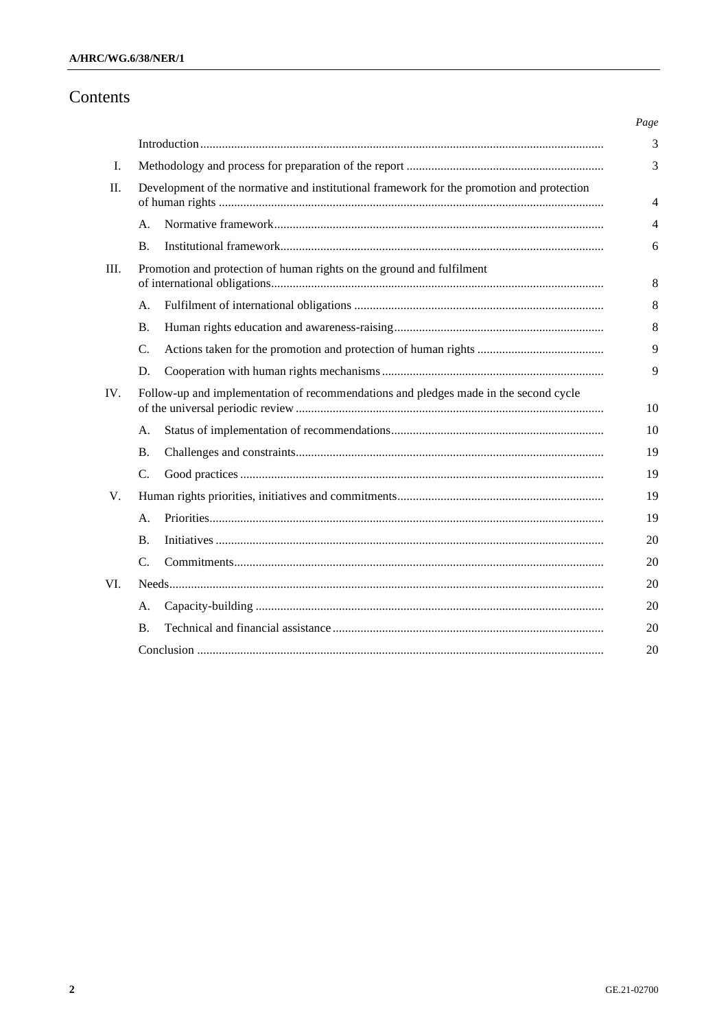# Contents

| | | Page |
|---|---|---|
| | Introduction | 3 |
| I. | Methodology and process for preparation of the report | 3 |
| II. | Development of the normative and institutional framework for the promotion and protection of human rights | 4 |
| | A. Normative framework | 4 |
| | B. Institutional framework | 6 |
| III. | Promotion and protection of human rights on the ground and fulfilment of international obligations | 8 |
| | A. Fulfilment of international obligations | 8 |
| | B. Human rights education and awareness-raising | 8 |
| | C. Actions taken for the promotion and protection of human rights | 9 |
| | D. Cooperation with human rights mechanisms | 9 |
| IV. | Follow-up and implementation of recommendations and pledges made in the second cycle of the universal periodic review | 10 |
| | A. Status of implementation of recommendations | 10 |
| | B. Challenges and constraints | 19 |
| | C. Good practices | 19 |
| V. | Human rights priorities, initiatives and commitments | 19 |
| | A. Priorities | 19 |
| | B. Initiatives | 20 |
| | C. Commitments | 20 |
| VI. | Needs | 20 |
| | A. Capacity-building | 20 |
| | B. Technical and financial assistance | 20 |
| | Conclusion | 20 |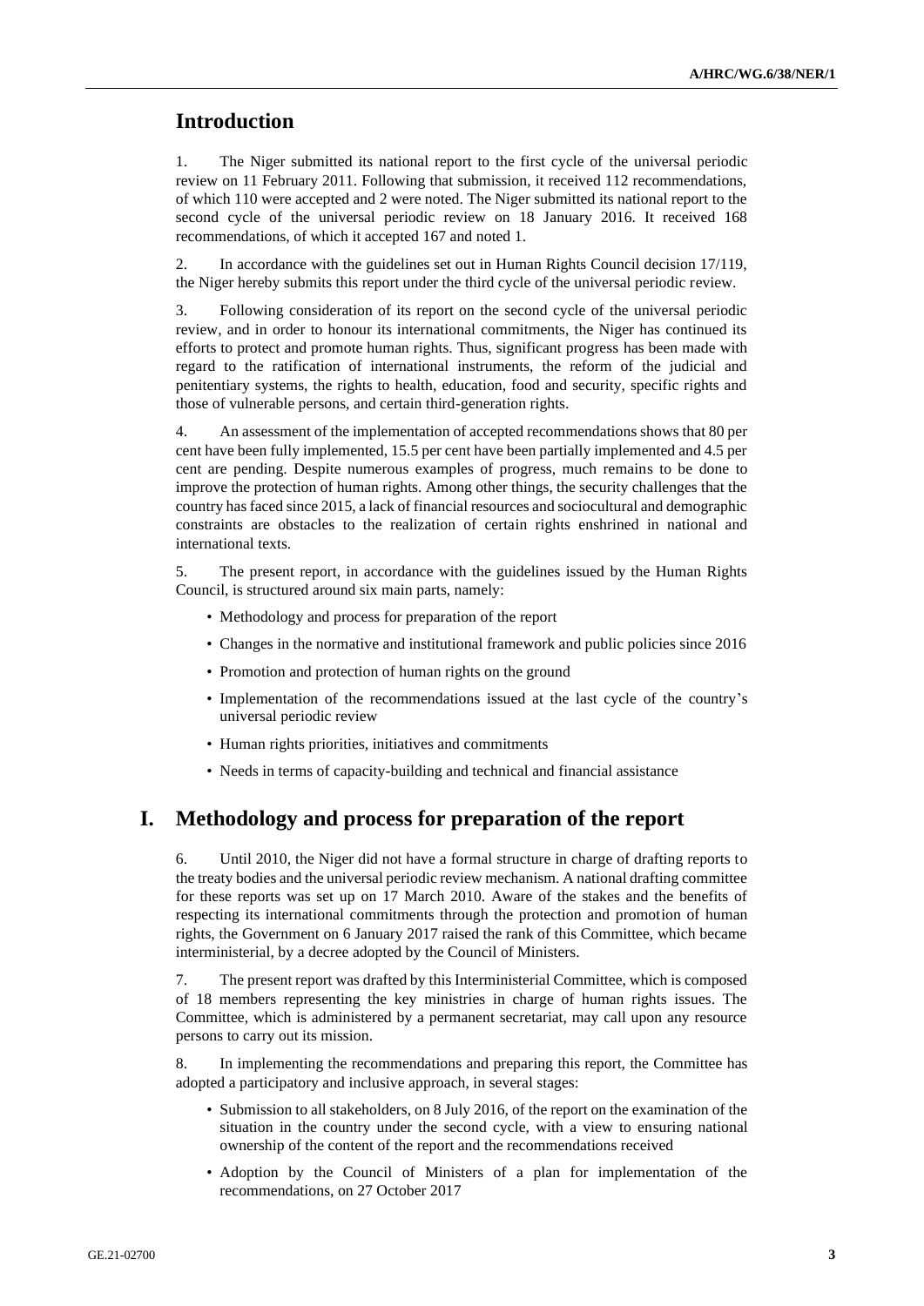## Introduction

1. The Niger submitted its national report to the first cycle of the universal periodic review on 11 February 2011. Following that submission, it received 112 recommendations, of which 110 were accepted and 2 were noted. The Niger submitted its national report to the second cycle of the universal periodic review on 18 January 2016. It received 168 recommendations, of which it accepted 167 and noted 1.

2. In accordance with the guidelines set out in Human Rights Council decision 17/119, the Niger hereby submits this report under the third cycle of the universal periodic review.

3. Following consideration of its report on the second cycle of the universal periodic review, and in order to honour its international commitments, the Niger has continued its efforts to protect and promote human rights. Thus, significant progress has been made with regard to the ratification of international instruments, the reform of the judicial and penitentiary systems, the rights to health, education, food and security, specific rights and those of vulnerable persons, and certain third-generation rights.

4. An assessment of the implementation of accepted recommendations shows that 80 per cent have been fully implemented, 15.5 per cent have been partially implemented and 4.5 per cent are pending. Despite numerous examples of progress, much remains to be done to improve the protection of human rights. Among other things, the security challenges that the country has faced since 2015, a lack of financial resources and sociocultural and demographic constraints are obstacles to the realization of certain rights enshrined in national and international texts.

5. The present report, in accordance with the guidelines issued by the Human Rights Council, is structured around six main parts, namely:

- Methodology and process for preparation of the report
- Changes in the normative and institutional framework and public policies since 2016
- Promotion and protection of human rights on the ground
- Implementation of the recommendations issued at the last cycle of the country's universal periodic review
- Human rights priorities, initiatives and commitments
- Needs in terms of capacity-building and technical and financial assistance

## I. Methodology and process for preparation of the report

6. Until 2010, the Niger did not have a formal structure in charge of drafting reports to the treaty bodies and the universal periodic review mechanism. A national drafting committee for these reports was set up on 17 March 2010. Aware of the stakes and the benefits of respecting its international commitments through the protection and promotion of human rights, the Government on 6 January 2017 raised the rank of this Committee, which became interministerial, by a decree adopted by the Council of Ministers.

7. The present report was drafted by this Interministerial Committee, which is composed of 18 members representing the key ministries in charge of human rights issues. The Committee, which is administered by a permanent secretariat, may call upon any resource persons to carry out its mission.

8. In implementing the recommendations and preparing this report, the Committee has adopted a participatory and inclusive approach, in several stages:

- Submission to all stakeholders, on 8 July 2016, of the report on the examination of the situation in the country under the second cycle, with a view to ensuring national ownership of the content of the report and the recommendations received
- Adoption by the Council of Ministers of a plan for implementation of the recommendations, on 27 October 2017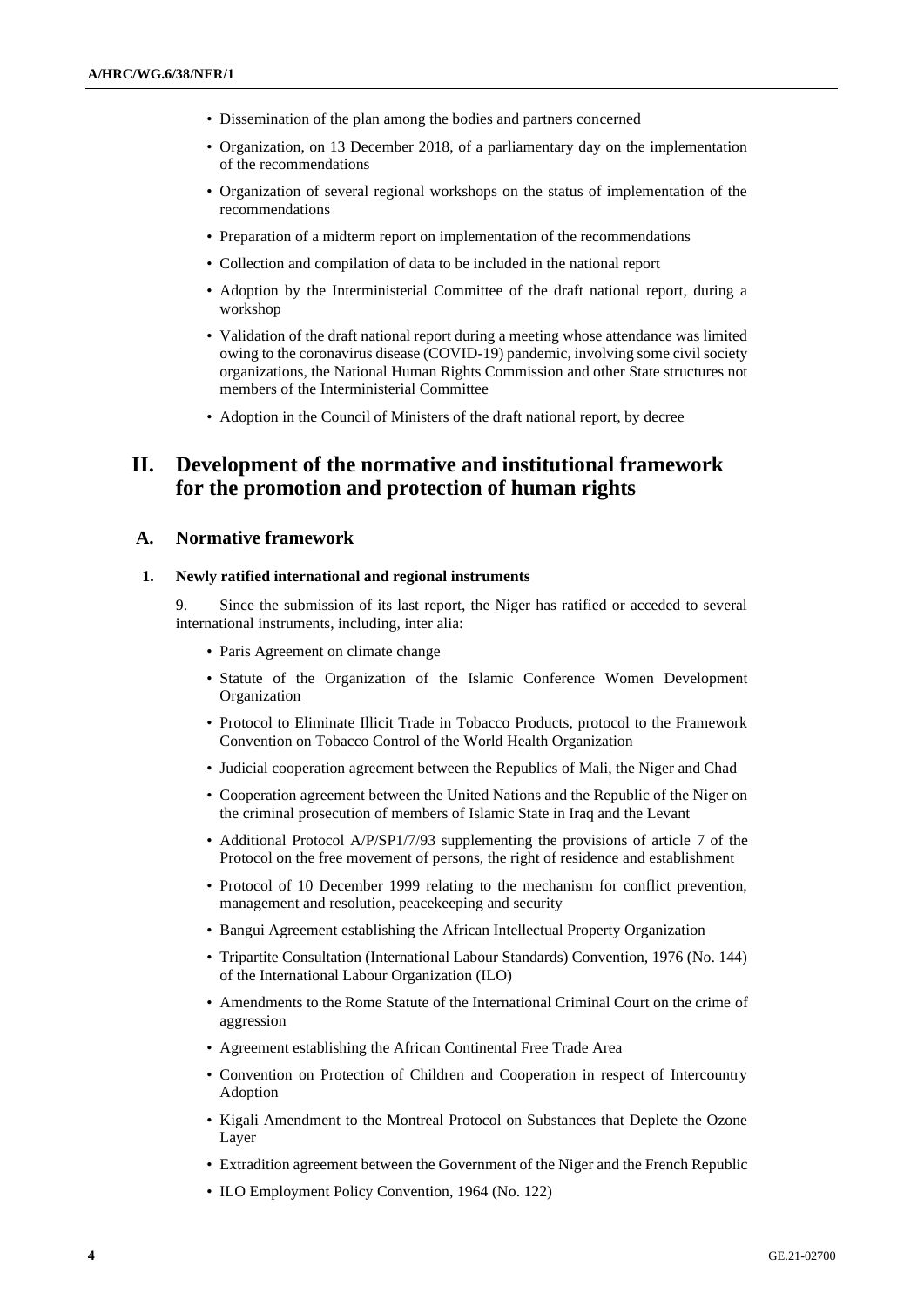- Dissemination of the plan among the bodies and partners concerned
- Organization, on 13 December 2018, of a parliamentary day on the implementation of the recommendations
- Organization of several regional workshops on the status of implementation of the recommendations
- Preparation of a midterm report on implementation of the recommendations
- Collection and compilation of data to be included in the national report
- Adoption by the Interministerial Committee of the draft national report, during a workshop
- Validation of the draft national report during a meeting whose attendance was limited owing to the coronavirus disease (COVID-19) pandemic, involving some civil society organizations, the National Human Rights Commission and other State structures not members of the Interministerial Committee
- Adoption in the Council of Ministers of the draft national report, by decree

# II. Development of the normative and institutional framework for the promotion and protection of human rights

## A. Normative framework

### 1. Newly ratified international and regional instruments

9. Since the submission of its last report, the Niger has ratified or acceded to several international instruments, including, inter alia:

- Paris Agreement on climate change
- Statute of the Organization of the Islamic Conference Women Development Organization
- Protocol to Eliminate Illicit Trade in Tobacco Products, protocol to the Framework Convention on Tobacco Control of the World Health Organization
- Judicial cooperation agreement between the Republics of Mali, the Niger and Chad
- Cooperation agreement between the United Nations and the Republic of the Niger on the criminal prosecution of members of Islamic State in Iraq and the Levant
- Additional Protocol A/P/SP1/7/93 supplementing the provisions of article 7 of the Protocol on the free movement of persons, the right of residence and establishment
- Protocol of 10 December 1999 relating to the mechanism for conflict prevention, management and resolution, peacekeeping and security
- Bangui Agreement establishing the African Intellectual Property Organization
- Tripartite Consultation (International Labour Standards) Convention, 1976 (No. 144) of the International Labour Organization (ILO)
- Amendments to the Rome Statute of the International Criminal Court on the crime of aggression
- Agreement establishing the African Continental Free Trade Area
- Convention on Protection of Children and Cooperation in respect of Intercountry Adoption
- Kigali Amendment to the Montreal Protocol on Substances that Deplete the Ozone Layer
- Extradition agreement between the Government of the Niger and the French Republic
- ILO Employment Policy Convention, 1964 (No. 122)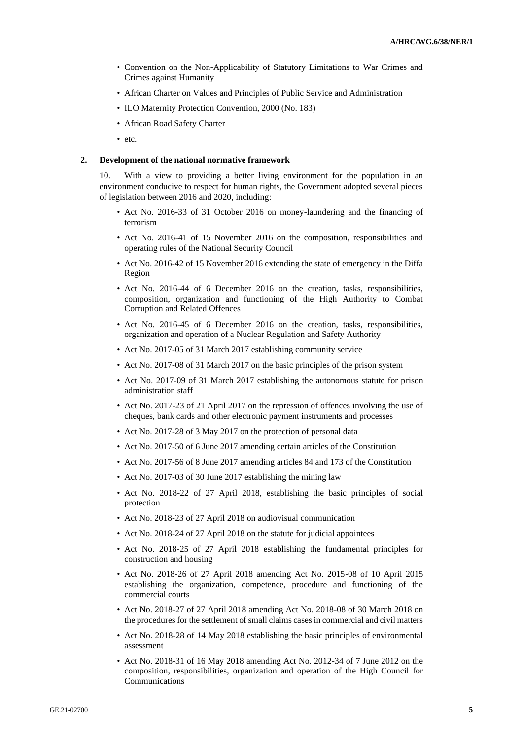- Convention on the Non-Applicability of Statutory Limitations to War Crimes and Crimes against Humanity
- African Charter on Values and Principles of Public Service and Administration
- ILO Maternity Protection Convention, 2000 (No. 183)
- African Road Safety Charter
- etc.

### 2. Development of the national normative framework

10. With a view to providing a better living environment for the population in an environment conducive to respect for human rights, the Government adopted several pieces of legislation between 2016 and 2020, including:

- Act No. 2016-33 of 31 October 2016 on money-laundering and the financing of terrorism
- Act No. 2016-41 of 15 November 2016 on the composition, responsibilities and operating rules of the National Security Council
- Act No. 2016-42 of 15 November 2016 extending the state of emergency in the Diffa Region
- Act No. 2016-44 of 6 December 2016 on the creation, tasks, responsibilities, composition, organization and functioning of the High Authority to Combat Corruption and Related Offences
- Act No. 2016-45 of 6 December 2016 on the creation, tasks, responsibilities, organization and operation of a Nuclear Regulation and Safety Authority
- Act No. 2017-05 of 31 March 2017 establishing community service
- Act No. 2017-08 of 31 March 2017 on the basic principles of the prison system
- Act No. 2017-09 of 31 March 2017 establishing the autonomous statute for prison administration staff
- Act No. 2017-23 of 21 April 2017 on the repression of offences involving the use of cheques, bank cards and other electronic payment instruments and processes
- Act No. 2017-28 of 3 May 2017 on the protection of personal data
- Act No. 2017-50 of 6 June 2017 amending certain articles of the Constitution
- Act No. 2017-56 of 8 June 2017 amending articles 84 and 173 of the Constitution
- Act No. 2017-03 of 30 June 2017 establishing the mining law
- Act No. 2018-22 of 27 April 2018, establishing the basic principles of social protection
- Act No. 2018-23 of 27 April 2018 on audiovisual communication
- Act No. 2018-24 of 27 April 2018 on the statute for judicial appointees
- Act No. 2018-25 of 27 April 2018 establishing the fundamental principles for construction and housing
- Act No. 2018-26 of 27 April 2018 amending Act No. 2015-08 of 10 April 2015 establishing the organization, competence, procedure and functioning of the commercial courts
- Act No. 2018-27 of 27 April 2018 amending Act No. 2018-08 of 30 March 2018 on the procedures for the settlement of small claims cases in commercial and civil matters
- Act No. 2018-28 of 14 May 2018 establishing the basic principles of environmental assessment
- Act No. 2018-31 of 16 May 2018 amending Act No. 2012-34 of 7 June 2012 on the composition, responsibilities, organization and operation of the High Council for Communications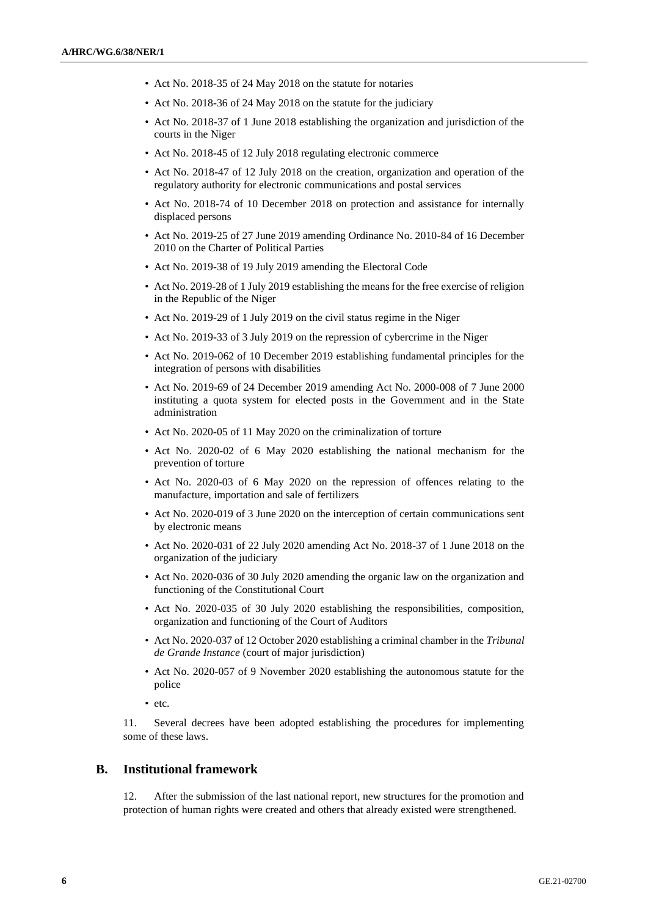- Act No. 2018-35 of 24 May 2018 on the statute for notaries
- Act No. 2018-36 of 24 May 2018 on the statute for the judiciary
- Act No. 2018-37 of 1 June 2018 establishing the organization and jurisdiction of the courts in the Niger
- Act No. 2018-45 of 12 July 2018 regulating electronic commerce
- Act No. 2018-47 of 12 July 2018 on the creation, organization and operation of the regulatory authority for electronic communications and postal services
- Act No. 2018-74 of 10 December 2018 on protection and assistance for internally displaced persons
- Act No. 2019-25 of 27 June 2019 amending Ordinance No. 2010-84 of 16 December 2010 on the Charter of Political Parties
- Act No. 2019-38 of 19 July 2019 amending the Electoral Code
- Act No. 2019-28 of 1 July 2019 establishing the means for the free exercise of religion in the Republic of the Niger
- Act No. 2019-29 of 1 July 2019 on the civil status regime in the Niger
- Act No. 2019-33 of 3 July 2019 on the repression of cybercrime in the Niger
- Act No. 2019-062 of 10 December 2019 establishing fundamental principles for the integration of persons with disabilities
- Act No. 2019-69 of 24 December 2019 amending Act No. 2000-008 of 7 June 2000 instituting a quota system for elected posts in the Government and in the State administration
- Act No. 2020-05 of 11 May 2020 on the criminalization of torture
- Act No. 2020-02 of 6 May 2020 establishing the national mechanism for the prevention of torture
- Act No. 2020-03 of 6 May 2020 on the repression of offences relating to the manufacture, importation and sale of fertilizers
- Act No. 2020-019 of 3 June 2020 on the interception of certain communications sent by electronic means
- Act No. 2020-031 of 22 July 2020 amending Act No. 2018-37 of 1 June 2018 on the organization of the judiciary
- Act No. 2020-036 of 30 July 2020 amending the organic law on the organization and functioning of the Constitutional Court
- Act No. 2020-035 of 30 July 2020 establishing the responsibilities, composition, organization and functioning of the Court of Auditors
- Act No. 2020-037 of 12 October 2020 establishing a criminal chamber in the *Tribunal de Grande Instance* (court of major jurisdiction)
- Act No. 2020-057 of 9 November 2020 establishing the autonomous statute for the police
- etc.

11. Several decrees have been adopted establishing the procedures for implementing some of these laws.

## B. Institutional framework

12. After the submission of the last national report, new structures for the promotion and protection of human rights were created and others that already existed were strengthened.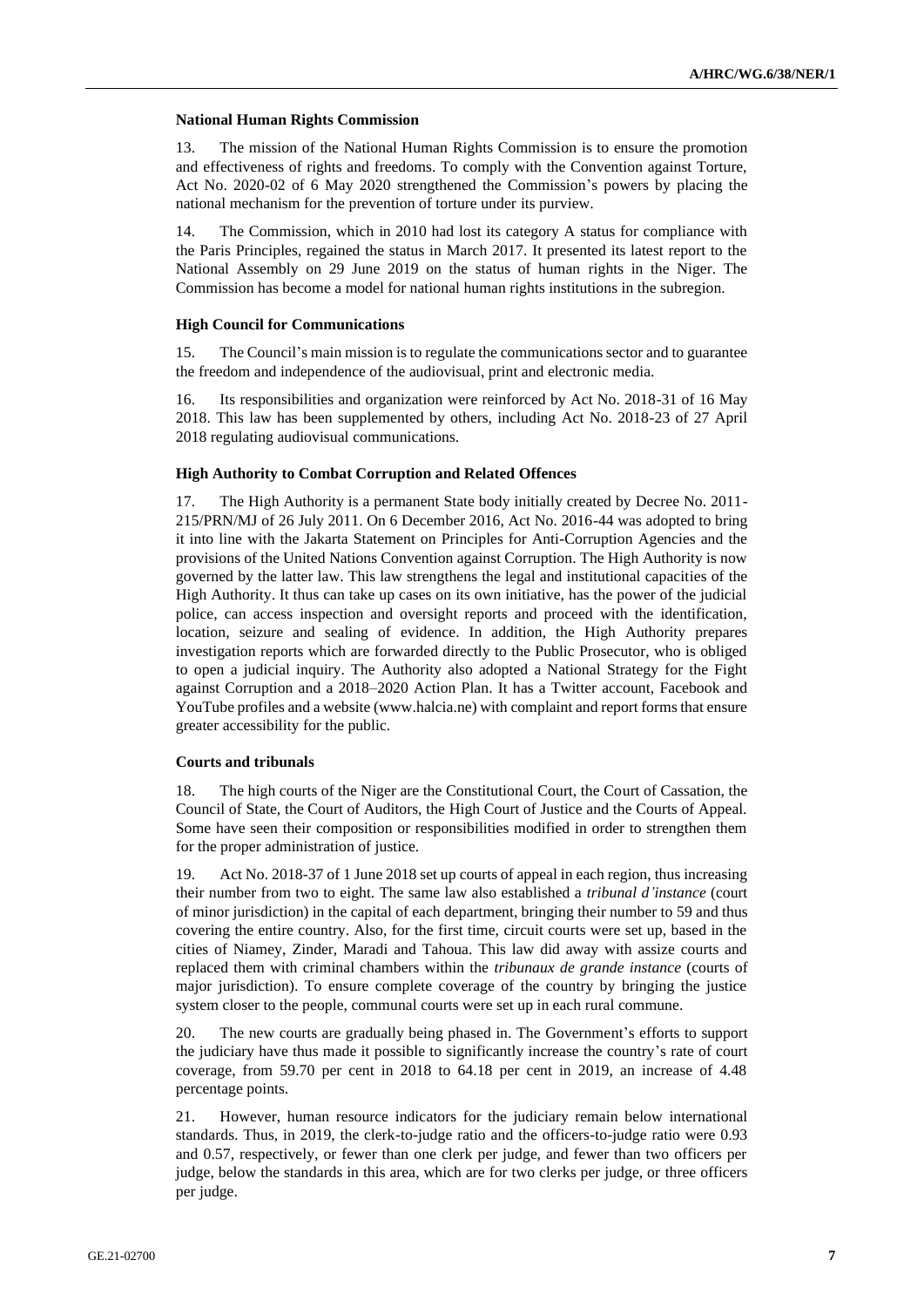### National Human Rights Commission

13. The mission of the National Human Rights Commission is to ensure the promotion and effectiveness of rights and freedoms. To comply with the Convention against Torture, Act No. 2020-02 of 6 May 2020 strengthened the Commission's powers by placing the national mechanism for the prevention of torture under its purview.

14. The Commission, which in 2010 had lost its category A status for compliance with the Paris Principles, regained the status in March 2017. It presented its latest report to the National Assembly on 29 June 2019 on the status of human rights in the Niger. The Commission has become a model for national human rights institutions in the subregion.

### High Council for Communications

15. The Council's main mission is to regulate the communications sector and to guarantee the freedom and independence of the audiovisual, print and electronic media.

16. Its responsibilities and organization were reinforced by Act No. 2018-31 of 16 May 2018. This law has been supplemented by others, including Act No. 2018-23 of 27 April 2018 regulating audiovisual communications.

### High Authority to Combat Corruption and Related Offences

17. The High Authority is a permanent State body initially created by Decree No. 2011-215/PRN/MJ of 26 July 2011. On 6 December 2016, Act No. 2016-44 was adopted to bring it into line with the Jakarta Statement on Principles for Anti-Corruption Agencies and the provisions of the United Nations Convention against Corruption. The High Authority is now governed by the latter law. This law strengthens the legal and institutional capacities of the High Authority. It thus can take up cases on its own initiative, has the power of the judicial police, can access inspection and oversight reports and proceed with the identification, location, seizure and sealing of evidence. In addition, the High Authority prepares investigation reports which are forwarded directly to the Public Prosecutor, who is obliged to open a judicial inquiry. The Authority also adopted a National Strategy for the Fight against Corruption and a 2018–2020 Action Plan. It has a Twitter account, Facebook and YouTube profiles and a website (www.halcia.ne) with complaint and report forms that ensure greater accessibility for the public.

### Courts and tribunals

18. The high courts of the Niger are the Constitutional Court, the Court of Cassation, the Council of State, the Court of Auditors, the High Court of Justice and the Courts of Appeal. Some have seen their composition or responsibilities modified in order to strengthen them for the proper administration of justice.

19. Act No. 2018-37 of 1 June 2018 set up courts of appeal in each region, thus increasing their number from two to eight. The same law also established a *tribunal d'instance* (court of minor jurisdiction) in the capital of each department, bringing their number to 59 and thus covering the entire country. Also, for the first time, circuit courts were set up, based in the cities of Niamey, Zinder, Maradi and Tahoua. This law did away with assize courts and replaced them with criminal chambers within the *tribunaux de grande instance* (courts of major jurisdiction). To ensure complete coverage of the country by bringing the justice system closer to the people, communal courts were set up in each rural commune.

20. The new courts are gradually being phased in. The Government's efforts to support the judiciary have thus made it possible to significantly increase the country's rate of court coverage, from 59.70 per cent in 2018 to 64.18 per cent in 2019, an increase of 4.48 percentage points.

21. However, human resource indicators for the judiciary remain below international standards. Thus, in 2019, the clerk-to-judge ratio and the officers-to-judge ratio were 0.93 and 0.57, respectively, or fewer than one clerk per judge, and fewer than two officers per judge, below the standards in this area, which are for two clerks per judge, or three officers per judge.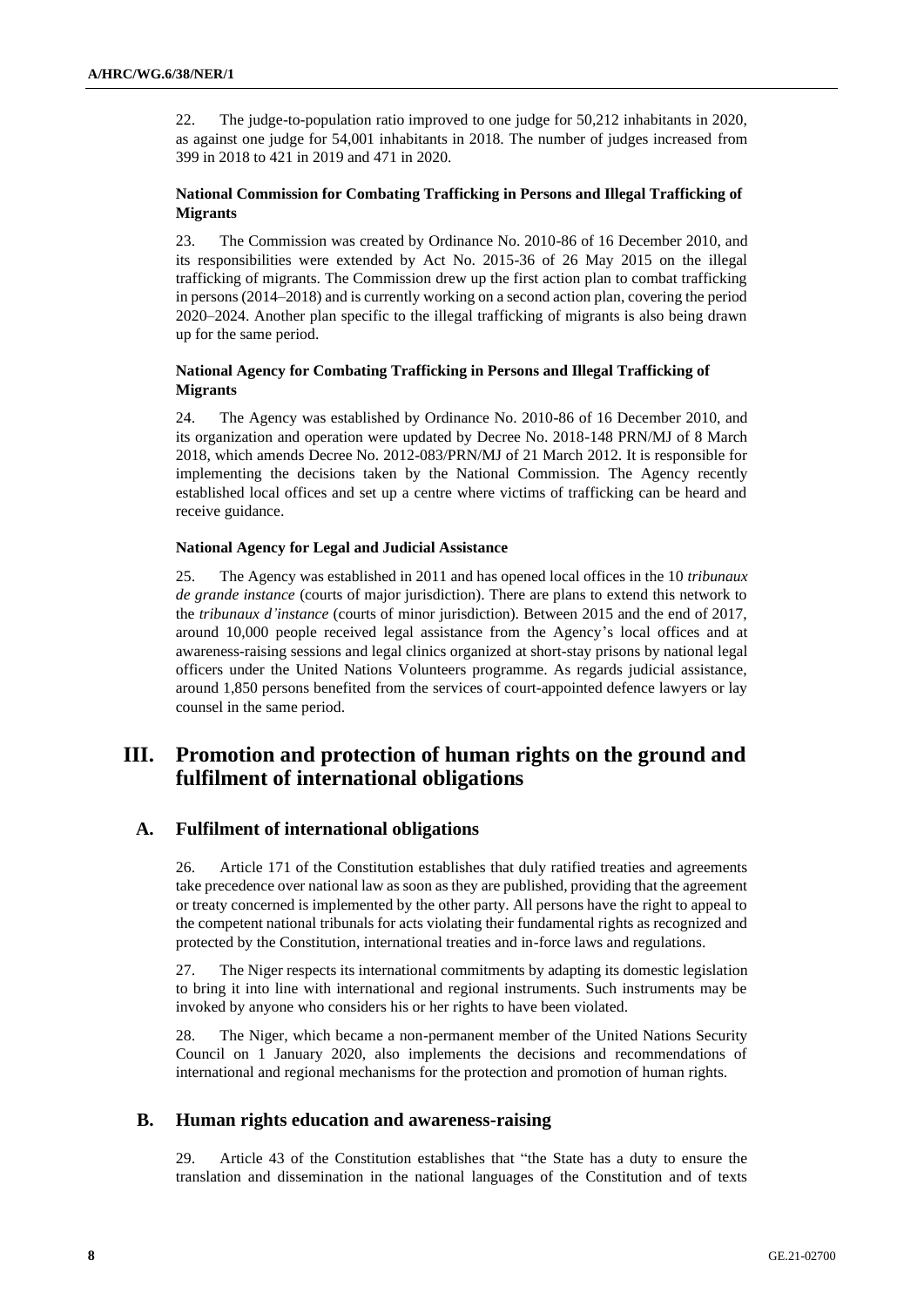22. The judge-to-population ratio improved to one judge for 50,212 inhabitants in 2020, as against one judge for 54,001 inhabitants in 2018. The number of judges increased from 399 in 2018 to 421 in 2019 and 471 in 2020.

#### National Commission for Combating Trafficking in Persons and Illegal Trafficking of Migrants

23. The Commission was created by Ordinance No. 2010-86 of 16 December 2010, and its responsibilities were extended by Act No. 2015-36 of 26 May 2015 on the illegal trafficking of migrants. The Commission drew up the first action plan to combat trafficking in persons (2014–2018) and is currently working on a second action plan, covering the period 2020–2024. Another plan specific to the illegal trafficking of migrants is also being drawn up for the same period.

#### National Agency for Combating Trafficking in Persons and Illegal Trafficking of Migrants

24. The Agency was established by Ordinance No. 2010-86 of 16 December 2010, and its organization and operation were updated by Decree No. 2018-148 PRN/MJ of 8 March 2018, which amends Decree No. 2012-083/PRN/MJ of 21 March 2012. It is responsible for implementing the decisions taken by the National Commission. The Agency recently established local offices and set up a centre where victims of trafficking can be heard and receive guidance.

#### National Agency for Legal and Judicial Assistance

25. The Agency was established in 2011 and has opened local offices in the 10 *tribunaux de grande instance* (courts of major jurisdiction). There are plans to extend this network to the *tribunaux d'instance* (courts of minor jurisdiction). Between 2015 and the end of 2017, around 10,000 people received legal assistance from the Agency's local offices and at awareness-raising sessions and legal clinics organized at short-stay prisons by national legal officers under the United Nations Volunteers programme. As regards judicial assistance, around 1,850 persons benefited from the services of court-appointed defence lawyers or lay counsel in the same period.

# III. Promotion and protection of human rights on the ground and fulfilment of international obligations

## A. Fulfilment of international obligations

26. Article 171 of the Constitution establishes that duly ratified treaties and agreements take precedence over national law as soon as they are published, providing that the agreement or treaty concerned is implemented by the other party. All persons have the right to appeal to the competent national tribunals for acts violating their fundamental rights as recognized and protected by the Constitution, international treaties and in-force laws and regulations.

27. The Niger respects its international commitments by adapting its domestic legislation to bring it into line with international and regional instruments. Such instruments may be invoked by anyone who considers his or her rights to have been violated.

28. The Niger, which became a non-permanent member of the United Nations Security Council on 1 January 2020, also implements the decisions and recommendations of international and regional mechanisms for the protection and promotion of human rights.

## B. Human rights education and awareness-raising

29. Article 43 of the Constitution establishes that "the State has a duty to ensure the translation and dissemination in the national languages of the Constitution and of texts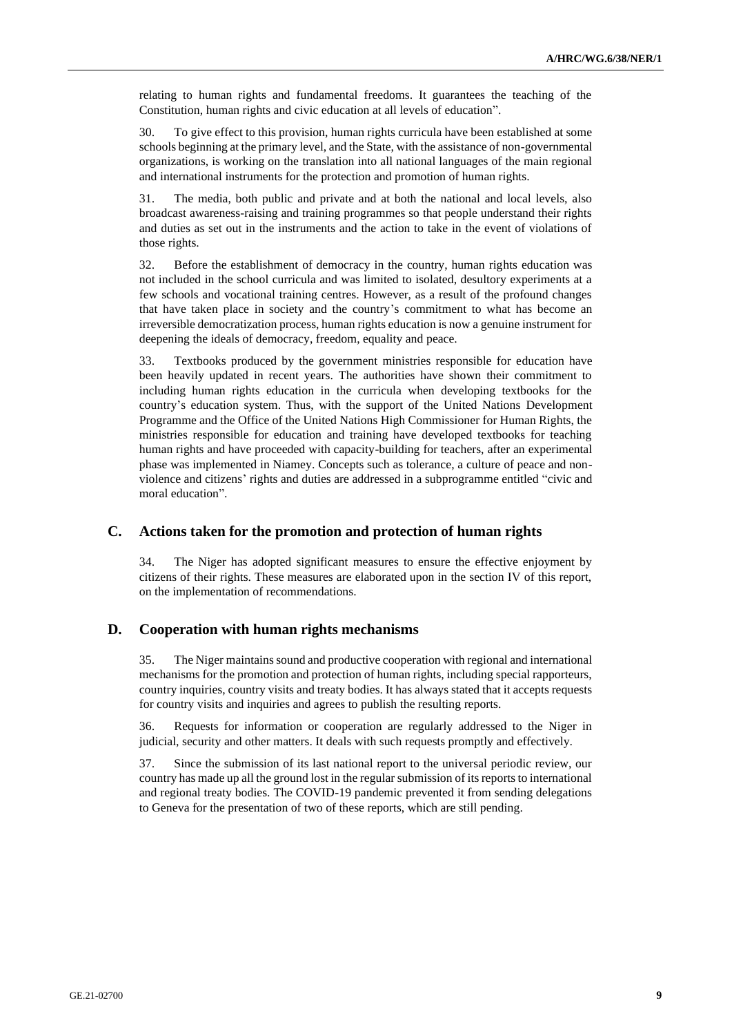relating to human rights and fundamental freedoms. It guarantees the teaching of the Constitution, human rights and civic education at all levels of education".

30. To give effect to this provision, human rights curricula have been established at some schools beginning at the primary level, and the State, with the assistance of non-governmental organizations, is working on the translation into all national languages of the main regional and international instruments for the protection and promotion of human rights.

31. The media, both public and private and at both the national and local levels, also broadcast awareness-raising and training programmes so that people understand their rights and duties as set out in the instruments and the action to take in the event of violations of those rights.

32. Before the establishment of democracy in the country, human rights education was not included in the school curricula and was limited to isolated, desultory experiments at a few schools and vocational training centres. However, as a result of the profound changes that have taken place in society and the country's commitment to what has become an irreversible democratization process, human rights education is now a genuine instrument for deepening the ideals of democracy, freedom, equality and peace.

33. Textbooks produced by the government ministries responsible for education have been heavily updated in recent years. The authorities have shown their commitment to including human rights education in the curricula when developing textbooks for the country's education system. Thus, with the support of the United Nations Development Programme and the Office of the United Nations High Commissioner for Human Rights, the ministries responsible for education and training have developed textbooks for teaching human rights and have proceeded with capacity-building for teachers, after an experimental phase was implemented in Niamey. Concepts such as tolerance, a culture of peace and non-violence and citizens' rights and duties are addressed in a subprogramme entitled "civic and moral education".

## C. Actions taken for the promotion and protection of human rights

34. The Niger has adopted significant measures to ensure the effective enjoyment by citizens of their rights. These measures are elaborated upon in the section IV of this report, on the implementation of recommendations.

## D. Cooperation with human rights mechanisms

35. The Niger maintains sound and productive cooperation with regional and international mechanisms for the promotion and protection of human rights, including special rapporteurs, country inquiries, country visits and treaty bodies. It has always stated that it accepts requests for country visits and inquiries and agrees to publish the resulting reports.

36. Requests for information or cooperation are regularly addressed to the Niger in judicial, security and other matters. It deals with such requests promptly and effectively.

37. Since the submission of its last national report to the universal periodic review, our country has made up all the ground lost in the regular submission of its reports to international and regional treaty bodies. The COVID-19 pandemic prevented it from sending delegations to Geneva for the presentation of two of these reports, which are still pending.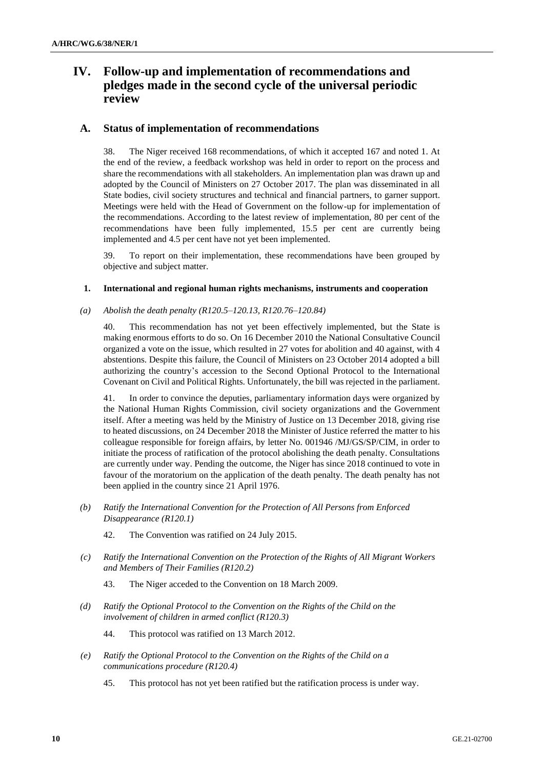# IV. Follow-up and implementation of recommendations and pledges made in the second cycle of the universal periodic review

## A. Status of implementation of recommendations

38. The Niger received 168 recommendations, of which it accepted 167 and noted 1. At the end of the review, a feedback workshop was held in order to report on the process and share the recommendations with all stakeholders. An implementation plan was drawn up and adopted by the Council of Ministers on 27 October 2017. The plan was disseminated in all State bodies, civil society structures and technical and financial partners, to garner support. Meetings were held with the Head of Government on the follow-up for implementation of the recommendations. According to the latest review of implementation, 80 per cent of the recommendations have been fully implemented, 15.5 per cent are currently being implemented and 4.5 per cent have not yet been implemented.

39. To report on their implementation, these recommendations have been grouped by objective and subject matter.

### 1. International and regional human rights mechanisms, instruments and cooperation

*(a) Abolish the death penalty (R120.5–120.13, R120.76–120.84)*

40. This recommendation has not yet been effectively implemented, but the State is making enormous efforts to do so. On 16 December 2010 the National Consultative Council organized a vote on the issue, which resulted in 27 votes for abolition and 40 against, with 4 abstentions. Despite this failure, the Council of Ministers on 23 October 2014 adopted a bill authorizing the country's accession to the Second Optional Protocol to the International Covenant on Civil and Political Rights. Unfortunately, the bill was rejected in the parliament.

41. In order to convince the deputies, parliamentary information days were organized by the National Human Rights Commission, civil society organizations and the Government itself. After a meeting was held by the Ministry of Justice on 13 December 2018, giving rise to heated discussions, on 24 December 2018 the Minister of Justice referred the matter to his colleague responsible for foreign affairs, by letter No. 001946 /MJ/GS/SP/CIM, in order to initiate the process of ratification of the protocol abolishing the death penalty. Consultations are currently under way. Pending the outcome, the Niger has since 2018 continued to vote in favour of the moratorium on the application of the death penalty. The death penalty has not been applied in the country since 21 April 1976.

*(b) Ratify the International Convention for the Protection of All Persons from Enforced Disappearance (R120.1)*

42. The Convention was ratified on 24 July 2015.

*(c) Ratify the International Convention on the Protection of the Rights of All Migrant Workers and Members of Their Families (R120.2)*

43. The Niger acceded to the Convention on 18 March 2009.

*(d) Ratify the Optional Protocol to the Convention on the Rights of the Child on the involvement of children in armed conflict (R120.3)*

44. This protocol was ratified on 13 March 2012.

*(e) Ratify the Optional Protocol to the Convention on the Rights of the Child on a communications procedure (R120.4)*

45. This protocol has not yet been ratified but the ratification process is under way.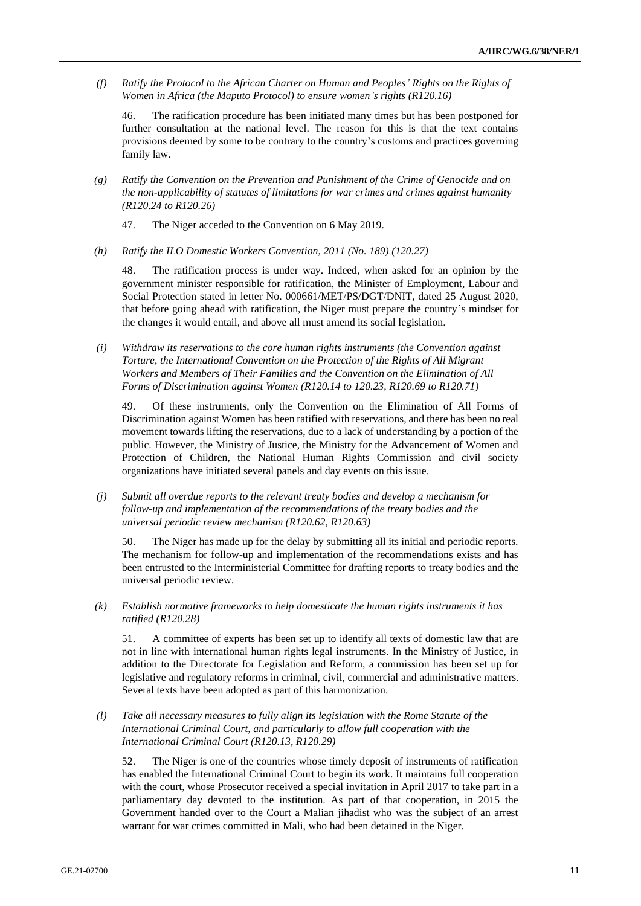*(f) Ratify the Protocol to the African Charter on Human and Peoples' Rights on the Rights of Women in Africa (the Maputo Protocol) to ensure women's rights (R120.16)*

46. The ratification procedure has been initiated many times but has been postponed for further consultation at the national level. The reason for this is that the text contains provisions deemed by some to be contrary to the country's customs and practices governing family law.

*(g) Ratify the Convention on the Prevention and Punishment of the Crime of Genocide and on the non-applicability of statutes of limitations for war crimes and crimes against humanity (R120.24 to R120.26)*

47. The Niger acceded to the Convention on 6 May 2019.

*(h) Ratify the ILO Domestic Workers Convention, 2011 (No. 189) (120.27)*

48. The ratification process is under way. Indeed, when asked for an opinion by the government minister responsible for ratification, the Minister of Employment, Labour and Social Protection stated in letter No. 000661/MET/PS/DGT/DNIT, dated 25 August 2020, that before going ahead with ratification, the Niger must prepare the country's mindset for the changes it would entail, and above all must amend its social legislation.

*(i) Withdraw its reservations to the core human rights instruments (the Convention against Torture, the International Convention on the Protection of the Rights of All Migrant Workers and Members of Their Families and the Convention on the Elimination of All Forms of Discrimination against Women (R120.14 to 120.23, R120.69 to R120.71)*

49. Of these instruments, only the Convention on the Elimination of All Forms of Discrimination against Women has been ratified with reservations, and there has been no real movement towards lifting the reservations, due to a lack of understanding by a portion of the public. However, the Ministry of Justice, the Ministry for the Advancement of Women and Protection of Children, the National Human Rights Commission and civil society organizations have initiated several panels and day events on this issue.

*(j) Submit all overdue reports to the relevant treaty bodies and develop a mechanism for follow-up and implementation of the recommendations of the treaty bodies and the universal periodic review mechanism (R120.62, R120.63)*

50. The Niger has made up for the delay by submitting all its initial and periodic reports. The mechanism for follow-up and implementation of the recommendations exists and has been entrusted to the Interministerial Committee for drafting reports to treaty bodies and the universal periodic review.

*(k) Establish normative frameworks to help domesticate the human rights instruments it has ratified (R120.28)*

51. A committee of experts has been set up to identify all texts of domestic law that are not in line with international human rights legal instruments. In the Ministry of Justice, in addition to the Directorate for Legislation and Reform, a commission has been set up for legislative and regulatory reforms in criminal, civil, commercial and administrative matters. Several texts have been adopted as part of this harmonization.

*(l) Take all necessary measures to fully align its legislation with the Rome Statute of the International Criminal Court, and particularly to allow full cooperation with the International Criminal Court (R120.13, R120.29)*

52. The Niger is one of the countries whose timely deposit of instruments of ratification has enabled the International Criminal Court to begin its work. It maintains full cooperation with the court, whose Prosecutor received a special invitation in April 2017 to take part in a parliamentary day devoted to the institution. As part of that cooperation, in 2015 the Government handed over to the Court a Malian jihadist who was the subject of an arrest warrant for war crimes committed in Mali, who had been detained in the Niger.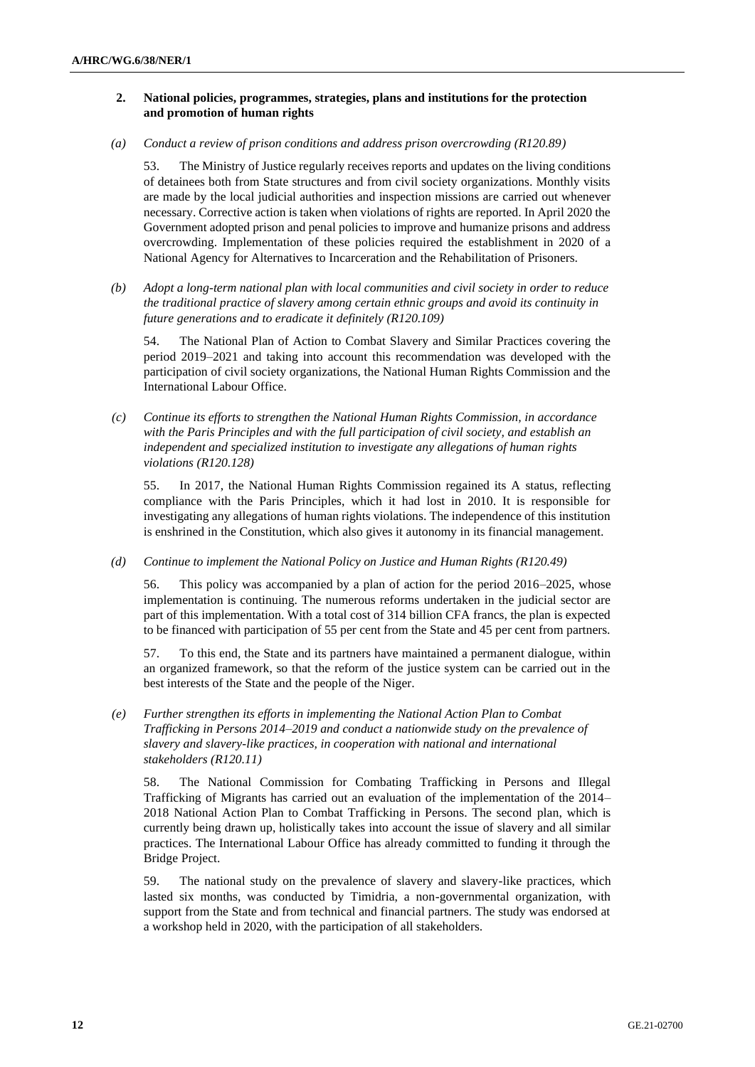### 2. National policies, programmes, strategies, plans and institutions for the protection and promotion of human rights

*(a) Conduct a review of prison conditions and address prison overcrowding (R120.89)*

53. The Ministry of Justice regularly receives reports and updates on the living conditions of detainees both from State structures and from civil society organizations. Monthly visits are made by the local judicial authorities and inspection missions are carried out whenever necessary. Corrective action is taken when violations of rights are reported. In April 2020 the Government adopted prison and penal policies to improve and humanize prisons and address overcrowding. Implementation of these policies required the establishment in 2020 of a National Agency for Alternatives to Incarceration and the Rehabilitation of Prisoners.

*(b) Adopt a long-term national plan with local communities and civil society in order to reduce the traditional practice of slavery among certain ethnic groups and avoid its continuity in future generations and to eradicate it definitely (R120.109)*

54. The National Plan of Action to Combat Slavery and Similar Practices covering the period 2019–2021 and taking into account this recommendation was developed with the participation of civil society organizations, the National Human Rights Commission and the International Labour Office.

*(c) Continue its efforts to strengthen the National Human Rights Commission, in accordance with the Paris Principles and with the full participation of civil society, and establish an independent and specialized institution to investigate any allegations of human rights violations (R120.128)*

55. In 2017, the National Human Rights Commission regained its A status, reflecting compliance with the Paris Principles, which it had lost in 2010. It is responsible for investigating any allegations of human rights violations. The independence of this institution is enshrined in the Constitution, which also gives it autonomy in its financial management.

*(d) Continue to implement the National Policy on Justice and Human Rights (R120.49)*

56. This policy was accompanied by a plan of action for the period 2016–2025, whose implementation is continuing. The numerous reforms undertaken in the judicial sector are part of this implementation. With a total cost of 314 billion CFA francs, the plan is expected to be financed with participation of 55 per cent from the State and 45 per cent from partners.

57. To this end, the State and its partners have maintained a permanent dialogue, within an organized framework, so that the reform of the justice system can be carried out in the best interests of the State and the people of the Niger.

*(e) Further strengthen its efforts in implementing the National Action Plan to Combat Trafficking in Persons 2014–2019 and conduct a nationwide study on the prevalence of slavery and slavery-like practices, in cooperation with national and international stakeholders (R120.11)*

58. The National Commission for Combating Trafficking in Persons and Illegal Trafficking of Migrants has carried out an evaluation of the implementation of the 2014–2018 National Action Plan to Combat Trafficking in Persons. The second plan, which is currently being drawn up, holistically takes into account the issue of slavery and all similar practices. The International Labour Office has already committed to funding it through the Bridge Project.

59. The national study on the prevalence of slavery and slavery-like practices, which lasted six months, was conducted by Timidria, a non-governmental organization, with support from the State and from technical and financial partners. The study was endorsed at a workshop held in 2020, with the participation of all stakeholders.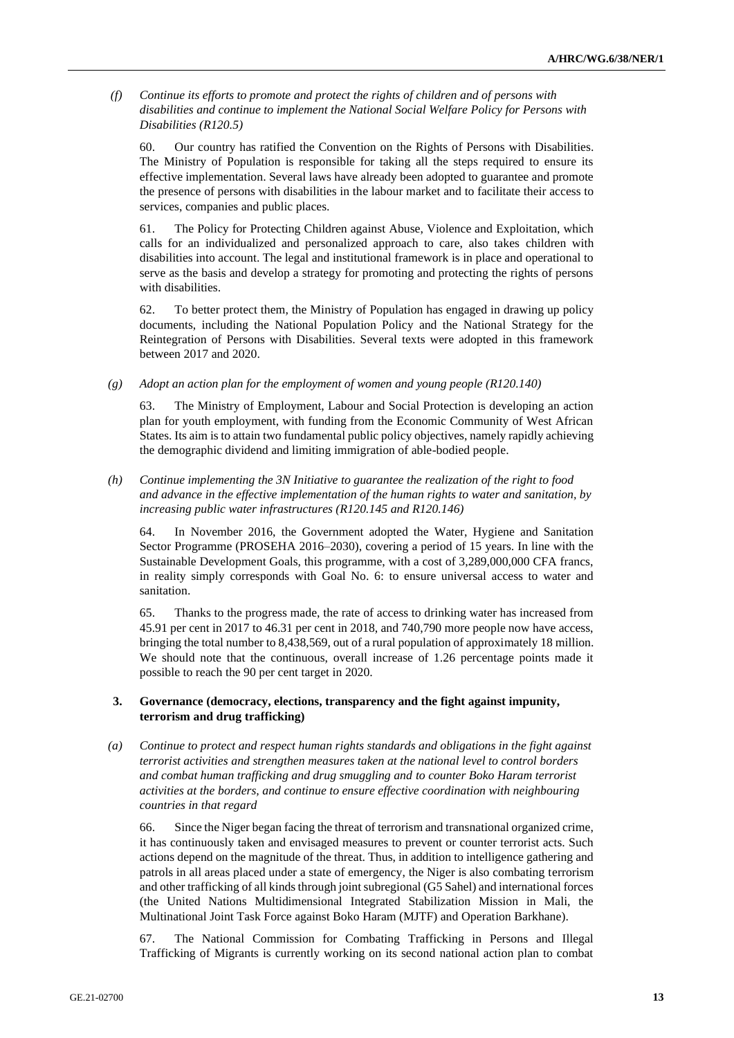*(f) Continue its efforts to promote and protect the rights of children and of persons with disabilities and continue to implement the National Social Welfare Policy for Persons with Disabilities (R120.5)*

60. Our country has ratified the Convention on the Rights of Persons with Disabilities. The Ministry of Population is responsible for taking all the steps required to ensure its effective implementation. Several laws have already been adopted to guarantee and promote the presence of persons with disabilities in the labour market and to facilitate their access to services, companies and public places.

61. The Policy for Protecting Children against Abuse, Violence and Exploitation, which calls for an individualized and personalized approach to care, also takes children with disabilities into account. The legal and institutional framework is in place and operational to serve as the basis and develop a strategy for promoting and protecting the rights of persons with disabilities.

62. To better protect them, the Ministry of Population has engaged in drawing up policy documents, including the National Population Policy and the National Strategy for the Reintegration of Persons with Disabilities. Several texts were adopted in this framework between 2017 and 2020.

*(g) Adopt an action plan for the employment of women and young people (R120.140)*

63. The Ministry of Employment, Labour and Social Protection is developing an action plan for youth employment, with funding from the Economic Community of West African States. Its aim is to attain two fundamental public policy objectives, namely rapidly achieving the demographic dividend and limiting immigration of able-bodied people.

*(h) Continue implementing the 3N Initiative to guarantee the realization of the right to food and advance in the effective implementation of the human rights to water and sanitation, by increasing public water infrastructures (R120.145 and R120.146)*

64. In November 2016, the Government adopted the Water, Hygiene and Sanitation Sector Programme (PROSEHA 2016–2030), covering a period of 15 years. In line with the Sustainable Development Goals, this programme, with a cost of 3,289,000,000 CFA francs, in reality simply corresponds with Goal No. 6: to ensure universal access to water and sanitation.

65. Thanks to the progress made, the rate of access to drinking water has increased from 45.91 per cent in 2017 to 46.31 per cent in 2018, and 740,790 more people now have access, bringing the total number to 8,438,569, out of a rural population of approximately 18 million. We should note that the continuous, overall increase of 1.26 percentage points made it possible to reach the 90 per cent target in 2020.

### 3. Governance (democracy, elections, transparency and the fight against impunity, terrorism and drug trafficking)

*(a) Continue to protect and respect human rights standards and obligations in the fight against terrorist activities and strengthen measures taken at the national level to control borders and combat human trafficking and drug smuggling and to counter Boko Haram terrorist activities at the borders, and continue to ensure effective coordination with neighbouring countries in that regard*

66. Since the Niger began facing the threat of terrorism and transnational organized crime, it has continuously taken and envisaged measures to prevent or counter terrorist acts. Such actions depend on the magnitude of the threat. Thus, in addition to intelligence gathering and patrols in all areas placed under a state of emergency, the Niger is also combating terrorism and other trafficking of all kinds through joint subregional (G5 Sahel) and international forces (the United Nations Multidimensional Integrated Stabilization Mission in Mali, the Multinational Joint Task Force against Boko Haram (MJTF) and Operation Barkhane).

67. The National Commission for Combating Trafficking in Persons and Illegal Trafficking of Migrants is currently working on its second national action plan to combat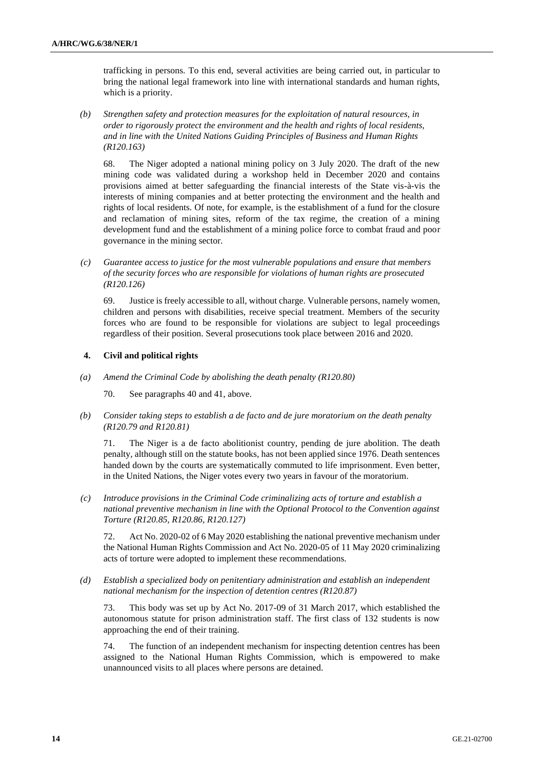trafficking in persons. To this end, several activities are being carried out, in particular to bring the national legal framework into line with international standards and human rights, which is a priority.

*(b) Strengthen safety and protection measures for the exploitation of natural resources, in order to rigorously protect the environment and the health and rights of local residents, and in line with the United Nations Guiding Principles of Business and Human Rights (R120.163)*

68. The Niger adopted a national mining policy on 3 July 2020. The draft of the new mining code was validated during a workshop held in December 2020 and contains provisions aimed at better safeguarding the financial interests of the State vis-à-vis the interests of mining companies and at better protecting the environment and the health and rights of local residents. Of note, for example, is the establishment of a fund for the closure and reclamation of mining sites, reform of the tax regime, the creation of a mining development fund and the establishment of a mining police force to combat fraud and poor governance in the mining sector.

*(c) Guarantee access to justice for the most vulnerable populations and ensure that members of the security forces who are responsible for violations of human rights are prosecuted (R120.126)*

69. Justice is freely accessible to all, without charge. Vulnerable persons, namely women, children and persons with disabilities, receive special treatment. Members of the security forces who are found to be responsible for violations are subject to legal proceedings regardless of their position. Several prosecutions took place between 2016 and 2020.

### 4. Civil and political rights

*(a) Amend the Criminal Code by abolishing the death penalty (R120.80)*

70. See paragraphs 40 and 41, above.

*(b) Consider taking steps to establish a de facto and de jure moratorium on the death penalty (R120.79 and R120.81)*

71. The Niger is a de facto abolitionist country, pending de jure abolition. The death penalty, although still on the statute books, has not been applied since 1976. Death sentences handed down by the courts are systematically commuted to life imprisonment. Even better, in the United Nations, the Niger votes every two years in favour of the moratorium.

*(c) Introduce provisions in the Criminal Code criminalizing acts of torture and establish a national preventive mechanism in line with the Optional Protocol to the Convention against Torture (R120.85, R120.86, R120.127)*

72. Act No. 2020-02 of 6 May 2020 establishing the national preventive mechanism under the National Human Rights Commission and Act No. 2020-05 of 11 May 2020 criminalizing acts of torture were adopted to implement these recommendations.

*(d) Establish a specialized body on penitentiary administration and establish an independent national mechanism for the inspection of detention centres (R120.87)*

73. This body was set up by Act No. 2017-09 of 31 March 2017, which established the autonomous statute for prison administration staff. The first class of 132 students is now approaching the end of their training.

74. The function of an independent mechanism for inspecting detention centres has been assigned to the National Human Rights Commission, which is empowered to make unannounced visits to all places where persons are detained.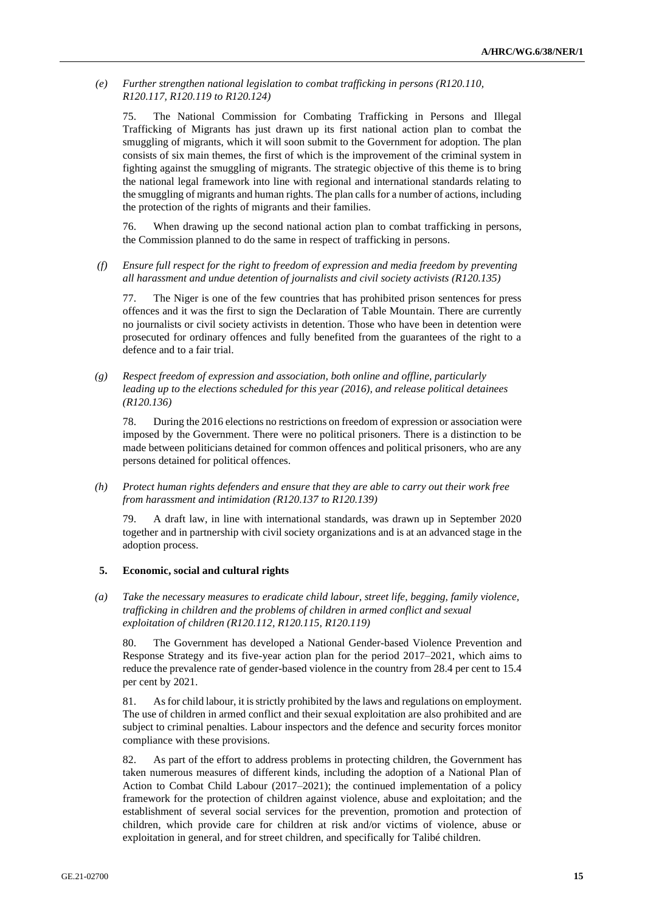*(e) Further strengthen national legislation to combat trafficking in persons (R120.110, R120.117, R120.119 to R120.124)*

75. The National Commission for Combating Trafficking in Persons and Illegal Trafficking of Migrants has just drawn up its first national action plan to combat the smuggling of migrants, which it will soon submit to the Government for adoption. The plan consists of six main themes, the first of which is the improvement of the criminal system in fighting against the smuggling of migrants. The strategic objective of this theme is to bring the national legal framework into line with regional and international standards relating to the smuggling of migrants and human rights. The plan calls for a number of actions, including the protection of the rights of migrants and their families.

76. When drawing up the second national action plan to combat trafficking in persons, the Commission planned to do the same in respect of trafficking in persons.

*(f) Ensure full respect for the right to freedom of expression and media freedom by preventing all harassment and undue detention of journalists and civil society activists (R120.135)*

77. The Niger is one of the few countries that has prohibited prison sentences for press offences and it was the first to sign the Declaration of Table Mountain. There are currently no journalists or civil society activists in detention. Those who have been in detention were prosecuted for ordinary offences and fully benefited from the guarantees of the right to a defence and to a fair trial.

*(g) Respect freedom of expression and association, both online and offline, particularly leading up to the elections scheduled for this year (2016), and release political detainees (R120.136)*

78. During the 2016 elections no restrictions on freedom of expression or association were imposed by the Government. There were no political prisoners. There is a distinction to be made between politicians detained for common offences and political prisoners, who are any persons detained for political offences.

*(h) Protect human rights defenders and ensure that they are able to carry out their work free from harassment and intimidation (R120.137 to R120.139)*

79. A draft law, in line with international standards, was drawn up in September 2020 together and in partnership with civil society organizations and is at an advanced stage in the adoption process.

### 5. Economic, social and cultural rights

*(a) Take the necessary measures to eradicate child labour, street life, begging, family violence, trafficking in children and the problems of children in armed conflict and sexual exploitation of children (R120.112, R120.115, R120.119)*

80. The Government has developed a National Gender-based Violence Prevention and Response Strategy and its five-year action plan for the period 2017–2021, which aims to reduce the prevalence rate of gender-based violence in the country from 28.4 per cent to 15.4 per cent by 2021.

81. As for child labour, it is strictly prohibited by the laws and regulations on employment. The use of children in armed conflict and their sexual exploitation are also prohibited and are subject to criminal penalties. Labour inspectors and the defence and security forces monitor compliance with these provisions.

82. As part of the effort to address problems in protecting children, the Government has taken numerous measures of different kinds, including the adoption of a National Plan of Action to Combat Child Labour (2017–2021); the continued implementation of a policy framework for the protection of children against violence, abuse and exploitation; and the establishment of several social services for the prevention, promotion and protection of children, which provide care for children at risk and/or victims of violence, abuse or exploitation in general, and for street children, and specifically for Talibé children.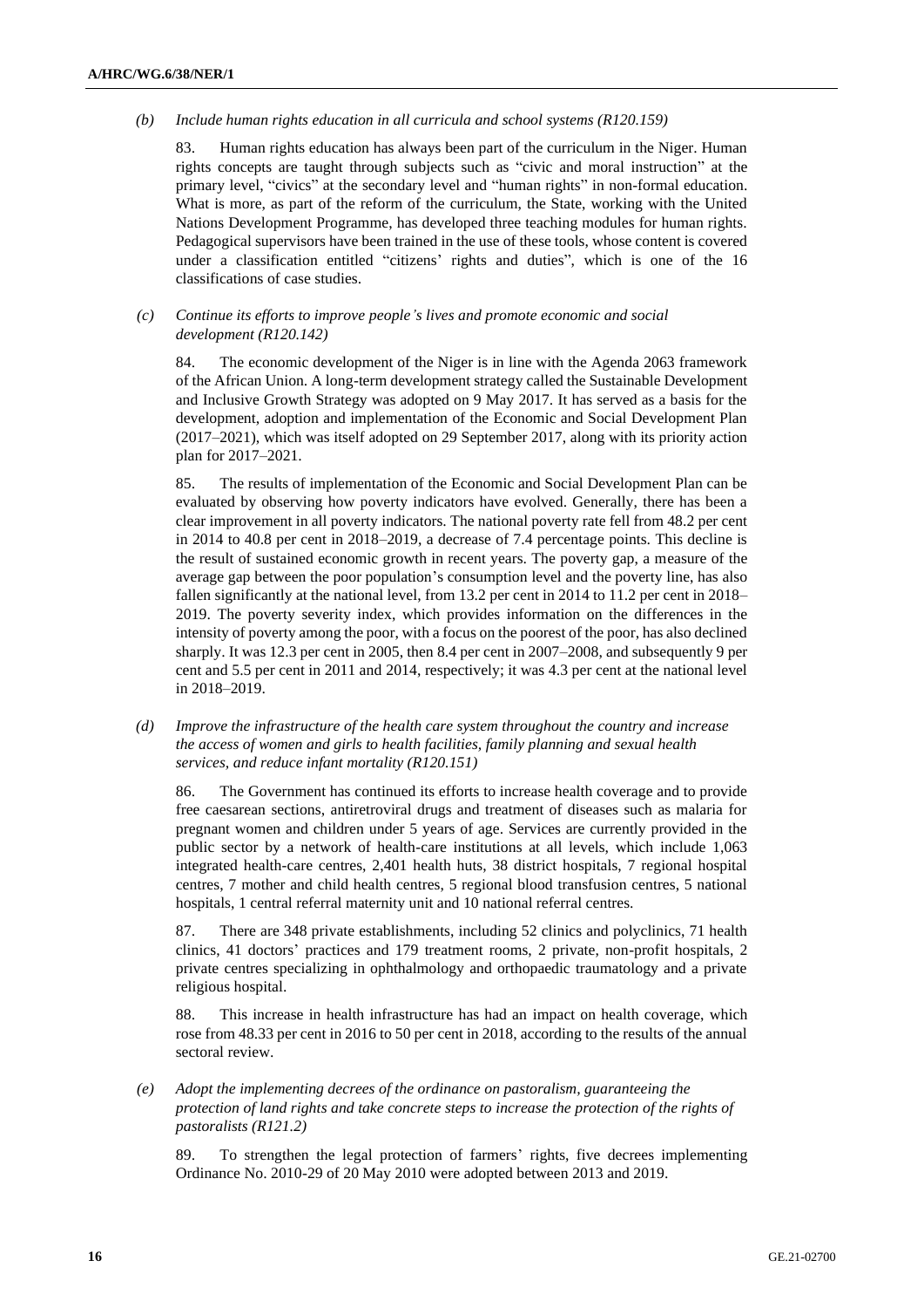*(b) Include human rights education in all curricula and school systems (R120.159)*

83. Human rights education has always been part of the curriculum in the Niger. Human rights concepts are taught through subjects such as "civic and moral instruction" at the primary level, "civics" at the secondary level and "human rights" in non-formal education. What is more, as part of the reform of the curriculum, the State, working with the United Nations Development Programme, has developed three teaching modules for human rights. Pedagogical supervisors have been trained in the use of these tools, whose content is covered under a classification entitled "citizens' rights and duties", which is one of the 16 classifications of case studies.

*(c) Continue its efforts to improve people's lives and promote economic and social development (R120.142)*

84. The economic development of the Niger is in line with the Agenda 2063 framework of the African Union. A long-term development strategy called the Sustainable Development and Inclusive Growth Strategy was adopted on 9 May 2017. It has served as a basis for the development, adoption and implementation of the Economic and Social Development Plan (2017–2021), which was itself adopted on 29 September 2017, along with its priority action plan for 2017–2021.

85. The results of implementation of the Economic and Social Development Plan can be evaluated by observing how poverty indicators have evolved. Generally, there has been a clear improvement in all poverty indicators. The national poverty rate fell from 48.2 per cent in 2014 to 40.8 per cent in 2018–2019, a decrease of 7.4 percentage points. This decline is the result of sustained economic growth in recent years. The poverty gap, a measure of the average gap between the poor population's consumption level and the poverty line, has also fallen significantly at the national level, from 13.2 per cent in 2014 to 11.2 per cent in 2018–2019. The poverty severity index, which provides information on the differences in the intensity of poverty among the poor, with a focus on the poorest of the poor, has also declined sharply. It was 12.3 per cent in 2005, then 8.4 per cent in 2007–2008, and subsequently 9 per cent and 5.5 per cent in 2011 and 2014, respectively; it was 4.3 per cent at the national level in 2018–2019.

*(d) Improve the infrastructure of the health care system throughout the country and increase the access of women and girls to health facilities, family planning and sexual health services, and reduce infant mortality (R120.151)*

86. The Government has continued its efforts to increase health coverage and to provide free caesarean sections, antiretroviral drugs and treatment of diseases such as malaria for pregnant women and children under 5 years of age. Services are currently provided in the public sector by a network of health-care institutions at all levels, which include 1,063 integrated health-care centres, 2,401 health huts, 38 district hospitals, 7 regional hospital centres, 7 mother and child health centres, 5 regional blood transfusion centres, 5 national hospitals, 1 central referral maternity unit and 10 national referral centres.

87. There are 348 private establishments, including 52 clinics and polyclinics, 71 health clinics, 41 doctors' practices and 179 treatment rooms, 2 private, non-profit hospitals, 2 private centres specializing in ophthalmology and orthopaedic traumatology and a private religious hospital.

88. This increase in health infrastructure has had an impact on health coverage, which rose from 48.33 per cent in 2016 to 50 per cent in 2018, according to the results of the annual sectoral review.

*(e) Adopt the implementing decrees of the ordinance on pastoralism, guaranteeing the protection of land rights and take concrete steps to increase the protection of the rights of pastoralists (R121.2)*

89. To strengthen the legal protection of farmers' rights, five decrees implementing Ordinance No. 2010-29 of 20 May 2010 were adopted between 2013 and 2019.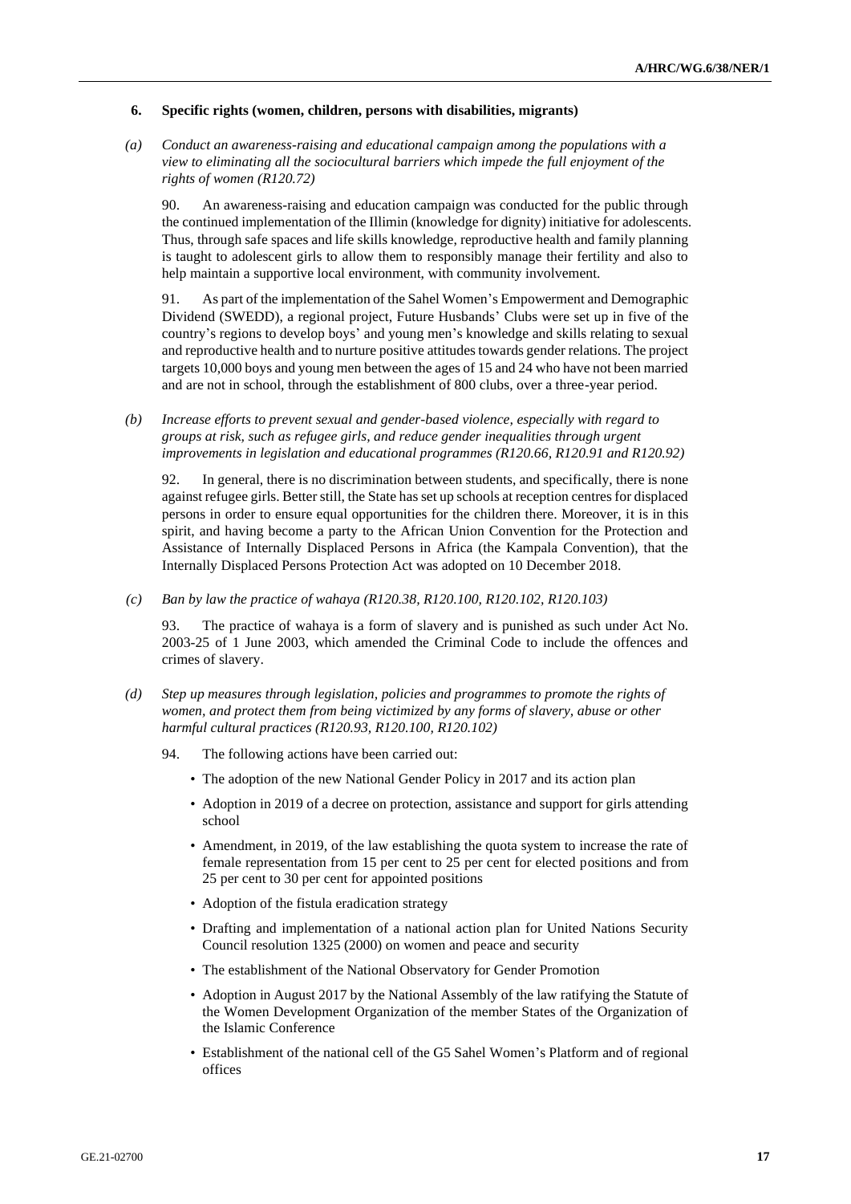### 6. Specific rights (women, children, persons with disabilities, migrants)

*(a) Conduct an awareness-raising and educational campaign among the populations with a view to eliminating all the sociocultural barriers which impede the full enjoyment of the rights of women (R120.72)*

90. An awareness-raising and education campaign was conducted for the public through the continued implementation of the Illimin (knowledge for dignity) initiative for adolescents. Thus, through safe spaces and life skills knowledge, reproductive health and family planning is taught to adolescent girls to allow them to responsibly manage their fertility and also to help maintain a supportive local environment, with community involvement.

91. As part of the implementation of the Sahel Women's Empowerment and Demographic Dividend (SWEDD), a regional project, Future Husbands' Clubs were set up in five of the country's regions to develop boys' and young men's knowledge and skills relating to sexual and reproductive health and to nurture positive attitudes towards gender relations. The project targets 10,000 boys and young men between the ages of 15 and 24 who have not been married and are not in school, through the establishment of 800 clubs, over a three-year period.

*(b) Increase efforts to prevent sexual and gender-based violence, especially with regard to groups at risk, such as refugee girls, and reduce gender inequalities through urgent improvements in legislation and educational programmes (R120.66, R120.91 and R120.92)*

92. In general, there is no discrimination between students, and specifically, there is none against refugee girls. Better still, the State has set up schools at reception centres for displaced persons in order to ensure equal opportunities for the children there. Moreover, it is in this spirit, and having become a party to the African Union Convention for the Protection and Assistance of Internally Displaced Persons in Africa (the Kampala Convention), that the Internally Displaced Persons Protection Act was adopted on 10 December 2018.

*(c) Ban by law the practice of wahaya (R120.38, R120.100, R120.102, R120.103)*

93. The practice of wahaya is a form of slavery and is punished as such under Act No. 2003-25 of 1 June 2003, which amended the Criminal Code to include the offences and crimes of slavery.

*(d) Step up measures through legislation, policies and programmes to promote the rights of women, and protect them from being victimized by any forms of slavery, abuse or other harmful cultural practices (R120.93, R120.100, R120.102)*

94. The following actions have been carried out:

- The adoption of the new National Gender Policy in 2017 and its action plan
- Adoption in 2019 of a decree on protection, assistance and support for girls attending school
- Amendment, in 2019, of the law establishing the quota system to increase the rate of female representation from 15 per cent to 25 per cent for elected positions and from 25 per cent to 30 per cent for appointed positions
- Adoption of the fistula eradication strategy
- Drafting and implementation of a national action plan for United Nations Security Council resolution 1325 (2000) on women and peace and security
- The establishment of the National Observatory for Gender Promotion
- Adoption in August 2017 by the National Assembly of the law ratifying the Statute of the Women Development Organization of the member States of the Organization of the Islamic Conference
- Establishment of the national cell of the G5 Sahel Women's Platform and of regional offices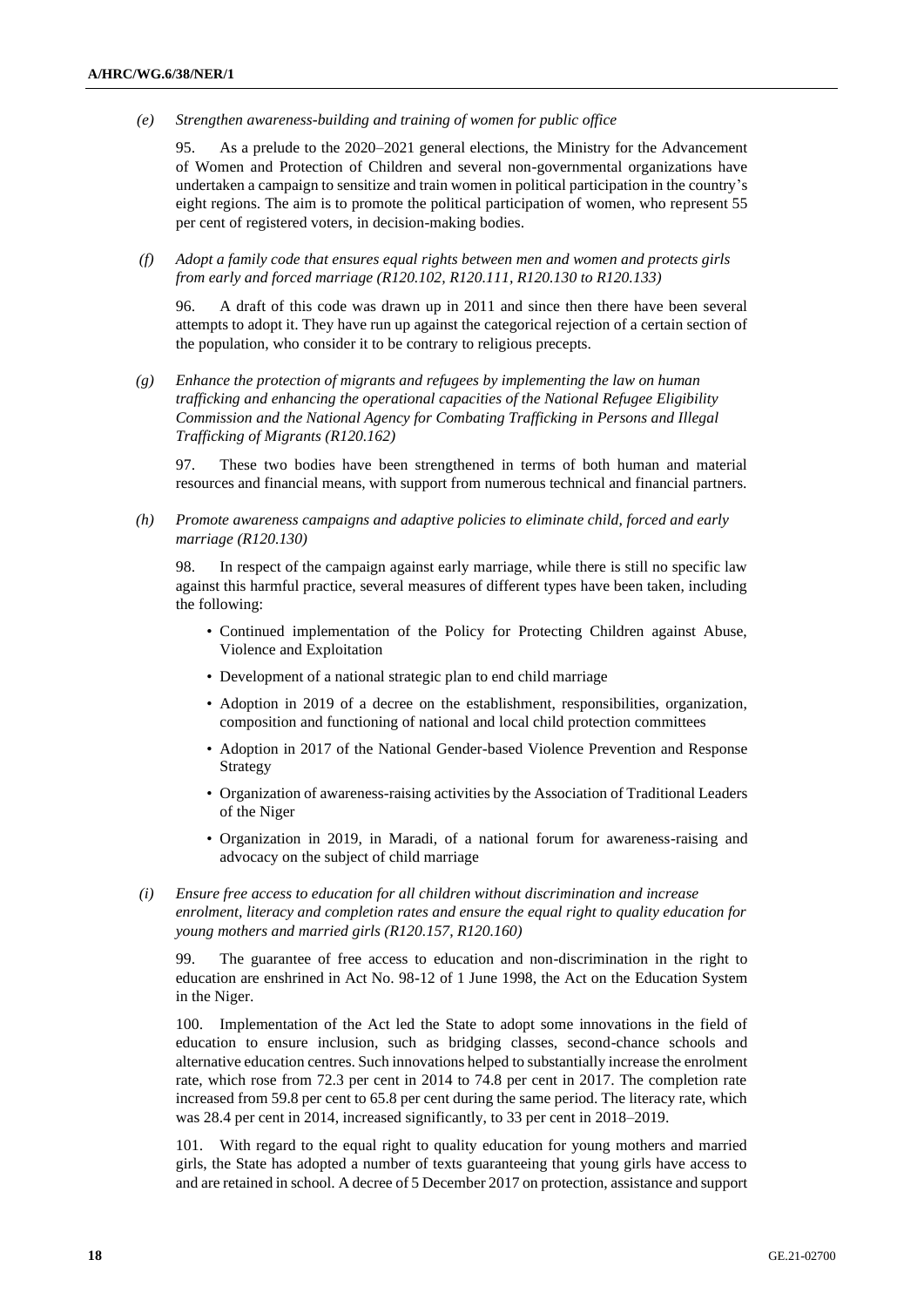*(e) Strengthen awareness-building and training of women for public office*

95. As a prelude to the 2020–2021 general elections, the Ministry for the Advancement of Women and Protection of Children and several non-governmental organizations have undertaken a campaign to sensitize and train women in political participation in the country's eight regions. The aim is to promote the political participation of women, who represent 55 per cent of registered voters, in decision-making bodies.

*(f) Adopt a family code that ensures equal rights between men and women and protects girls from early and forced marriage (R120.102, R120.111, R120.130 to R120.133)*

96. A draft of this code was drawn up in 2011 and since then there have been several attempts to adopt it. They have run up against the categorical rejection of a certain section of the population, who consider it to be contrary to religious precepts.

*(g) Enhance the protection of migrants and refugees by implementing the law on human trafficking and enhancing the operational capacities of the National Refugee Eligibility Commission and the National Agency for Combating Trafficking in Persons and Illegal Trafficking of Migrants (R120.162)*

97. These two bodies have been strengthened in terms of both human and material resources and financial means, with support from numerous technical and financial partners.

*(h) Promote awareness campaigns and adaptive policies to eliminate child, forced and early marriage (R120.130)*

98. In respect of the campaign against early marriage, while there is still no specific law against this harmful practice, several measures of different types have been taken, including the following:

- Continued implementation of the Policy for Protecting Children against Abuse, Violence and Exploitation
- Development of a national strategic plan to end child marriage
- Adoption in 2019 of a decree on the establishment, responsibilities, organization, composition and functioning of national and local child protection committees
- Adoption in 2017 of the National Gender-based Violence Prevention and Response Strategy
- Organization of awareness-raising activities by the Association of Traditional Leaders of the Niger
- Organization in 2019, in Maradi, of a national forum for awareness-raising and advocacy on the subject of child marriage

*(i) Ensure free access to education for all children without discrimination and increase enrolment, literacy and completion rates and ensure the equal right to quality education for young mothers and married girls (R120.157, R120.160)*

99. The guarantee of free access to education and non-discrimination in the right to education are enshrined in Act No. 98-12 of 1 June 1998, the Act on the Education System in the Niger.

100. Implementation of the Act led the State to adopt some innovations in the field of education to ensure inclusion, such as bridging classes, second-chance schools and alternative education centres. Such innovations helped to substantially increase the enrolment rate, which rose from 72.3 per cent in 2014 to 74.8 per cent in 2017. The completion rate increased from 59.8 per cent to 65.8 per cent during the same period. The literacy rate, which was 28.4 per cent in 2014, increased significantly, to 33 per cent in 2018–2019.

101. With regard to the equal right to quality education for young mothers and married girls, the State has adopted a number of texts guaranteeing that young girls have access to and are retained in school. A decree of 5 December 2017 on protection, assistance and support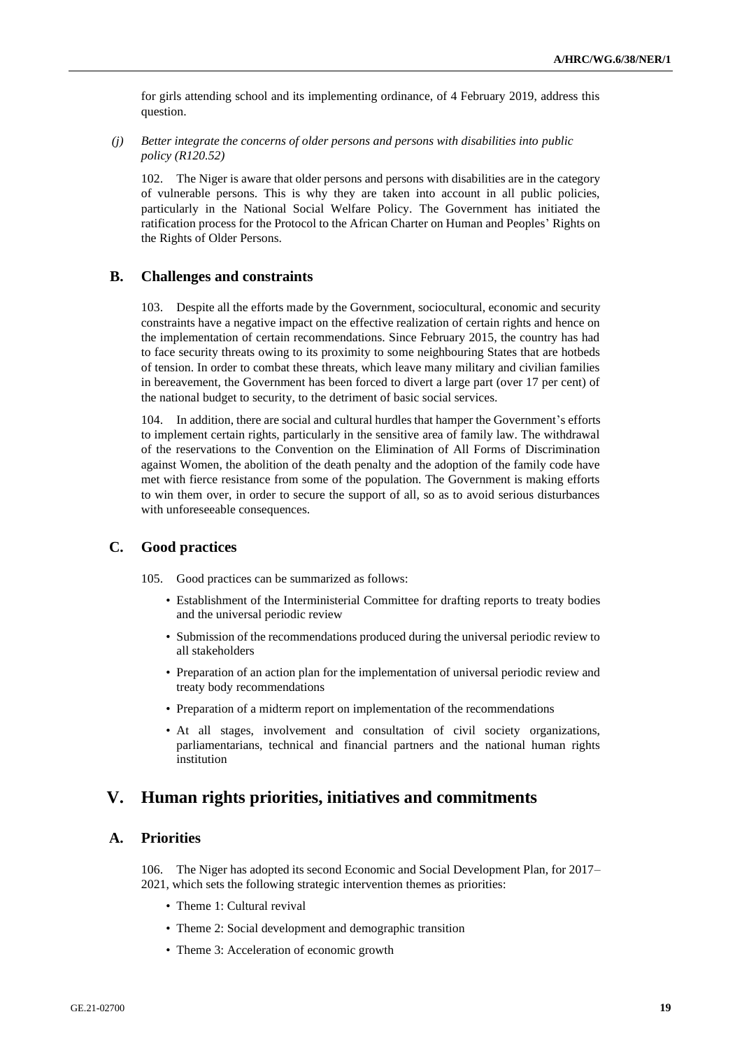for girls attending school and its implementing ordinance, of 4 February 2019, address this question.

*(j) Better integrate the concerns of older persons and persons with disabilities into public policy (R120.52)*

102. The Niger is aware that older persons and persons with disabilities are in the category of vulnerable persons. This is why they are taken into account in all public policies, particularly in the National Social Welfare Policy. The Government has initiated the ratification process for the Protocol to the African Charter on Human and Peoples' Rights on the Rights of Older Persons.

## B. Challenges and constraints

103. Despite all the efforts made by the Government, sociocultural, economic and security constraints have a negative impact on the effective realization of certain rights and hence on the implementation of certain recommendations. Since February 2015, the country has had to face security threats owing to its proximity to some neighbouring States that are hotbeds of tension. In order to combat these threats, which leave many military and civilian families in bereavement, the Government has been forced to divert a large part (over 17 per cent) of the national budget to security, to the detriment of basic social services.

104. In addition, there are social and cultural hurdles that hamper the Government's efforts to implement certain rights, particularly in the sensitive area of family law. The withdrawal of the reservations to the Convention on the Elimination of All Forms of Discrimination against Women, the abolition of the death penalty and the adoption of the family code have met with fierce resistance from some of the population. The Government is making efforts to win them over, in order to secure the support of all, so as to avoid serious disturbances with unforeseeable consequences.

## C. Good practices

105. Good practices can be summarized as follows:

- Establishment of the Interministerial Committee for drafting reports to treaty bodies and the universal periodic review
- Submission of the recommendations produced during the universal periodic review to all stakeholders
- Preparation of an action plan for the implementation of universal periodic review and treaty body recommendations
- Preparation of a midterm report on implementation of the recommendations
- At all stages, involvement and consultation of civil society organizations, parliamentarians, technical and financial partners and the national human rights institution

# V. Human rights priorities, initiatives and commitments

## A. Priorities

106. The Niger has adopted its second Economic and Social Development Plan, for 2017–2021, which sets the following strategic intervention themes as priorities:

- Theme 1: Cultural revival
- Theme 2: Social development and demographic transition
- Theme 3: Acceleration of economic growth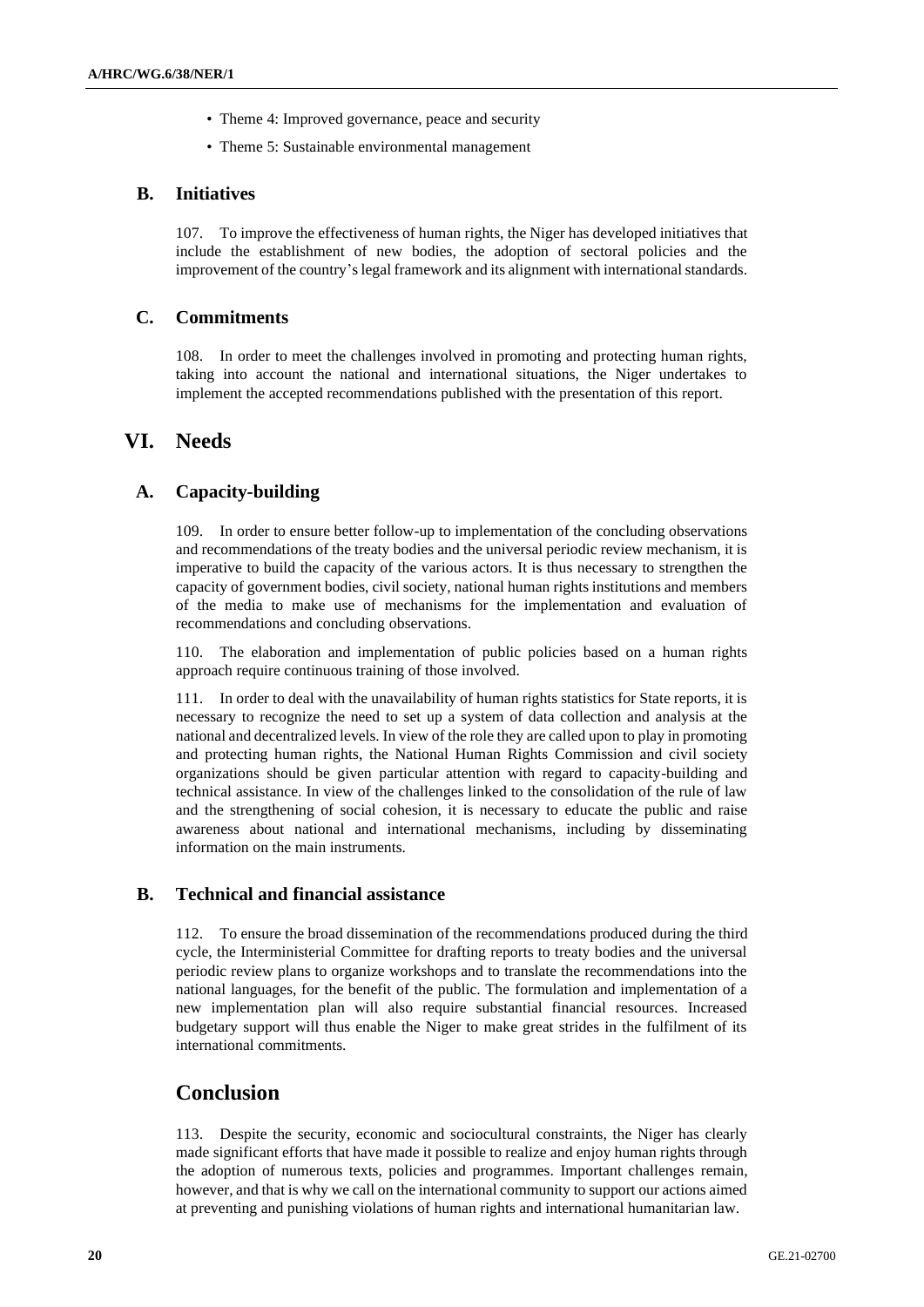- Theme 4: Improved governance, peace and security
- Theme 5: Sustainable environmental management

## B. Initiatives

107. To improve the effectiveness of human rights, the Niger has developed initiatives that include the establishment of new bodies, the adoption of sectoral policies and the improvement of the country's legal framework and its alignment with international standards.

## C. Commitments

108. In order to meet the challenges involved in promoting and protecting human rights, taking into account the national and international situations, the Niger undertakes to implement the accepted recommendations published with the presentation of this report.

# VI. Needs

## A. Capacity-building

109. In order to ensure better follow-up to implementation of the concluding observations and recommendations of the treaty bodies and the universal periodic review mechanism, it is imperative to build the capacity of the various actors. It is thus necessary to strengthen the capacity of government bodies, civil society, national human rights institutions and members of the media to make use of mechanisms for the implementation and evaluation of recommendations and concluding observations.

110. The elaboration and implementation of public policies based on a human rights approach require continuous training of those involved.

111. In order to deal with the unavailability of human rights statistics for State reports, it is necessary to recognize the need to set up a system of data collection and analysis at the national and decentralized levels. In view of the role they are called upon to play in promoting and protecting human rights, the National Human Rights Commission and civil society organizations should be given particular attention with regard to capacity-building and technical assistance. In view of the challenges linked to the consolidation of the rule of law and the strengthening of social cohesion, it is necessary to educate the public and raise awareness about national and international mechanisms, including by disseminating information on the main instruments.

## B. Technical and financial assistance

112. To ensure the broad dissemination of the recommendations produced during the third cycle, the Interministerial Committee for drafting reports to treaty bodies and the universal periodic review plans to organize workshops and to translate the recommendations into the national languages, for the benefit of the public. The formulation and implementation of a new implementation plan will also require substantial financial resources. Increased budgetary support will thus enable the Niger to make great strides in the fulfilment of its international commitments.

# Conclusion

113. Despite the security, economic and sociocultural constraints, the Niger has clearly made significant efforts that have made it possible to realize and enjoy human rights through the adoption of numerous texts, policies and programmes. Important challenges remain, however, and that is why we call on the international community to support our actions aimed at preventing and punishing violations of human rights and international humanitarian law.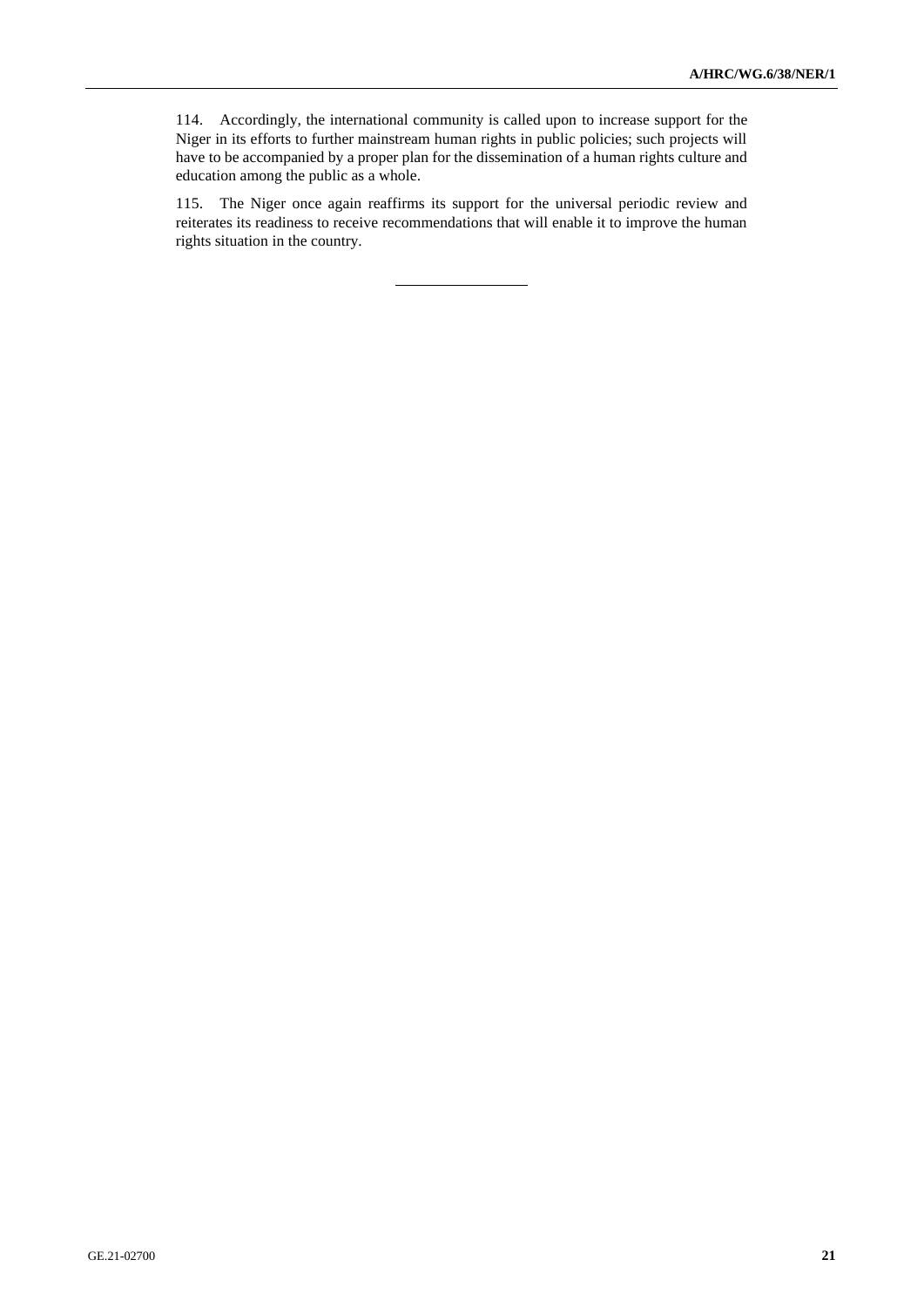114. Accordingly, the international community is called upon to increase support for the Niger in its efforts to further mainstream human rights in public policies; such projects will have to be accompanied by a proper plan for the dissemination of a human rights culture and education among the public as a whole.

115. The Niger once again reaffirms its support for the universal periodic review and reiterates its readiness to receive recommendations that will enable it to improve the human rights situation in the country.